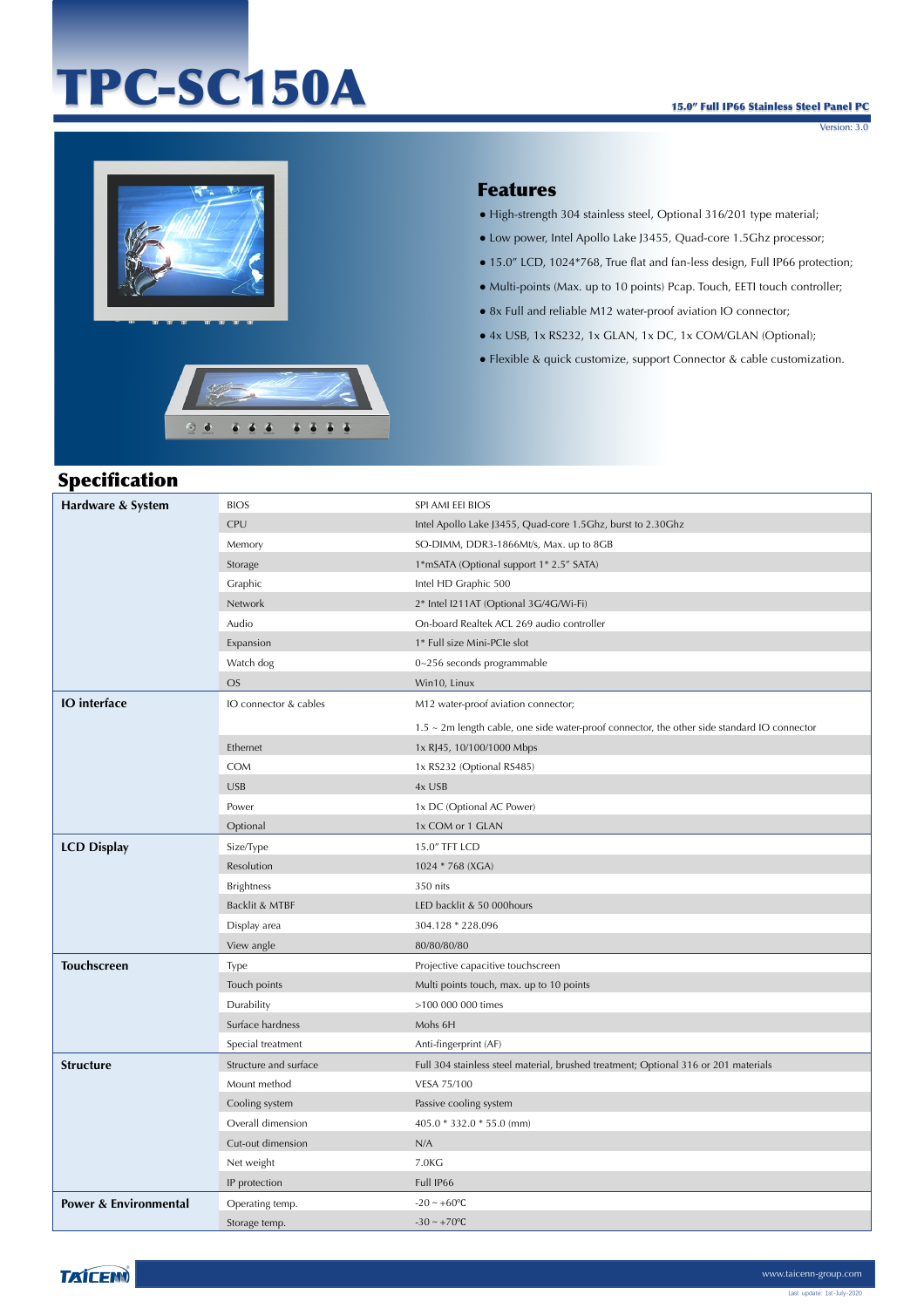# TPC-SC150A

**15.0" Full IP66 Stainless Steel Panel PC**

Version: 3.0

## Features

- High-strength 304 stainless steel, Optional 316/201 type material;
- Low power, Intel Apollo Lake J3455, Quad-core 1.5Ghz processor;
- 15.0" LCD, 1024*768, True flat and fan-less design, Full IP66 protection;
- Multi-points (Max. up to 10 points) Pcap. Touch, EETI touch controller;
- 8x Full and reliable M12 water-proof aviation IO connector;
- 4x USB, 1x RS232, 1x GLAN, 1x DC, 1x COM/GLAN (Optional);
- Flexible & quick customize, support Connector & cable customization.

## Specification

| | | |
|---|---|---|
| **Hardware & System** | BIOS | SPI AMI EEI BIOS |
| | CPU | Intel Apollo Lake J3455, Quad-core 1.5Ghz, burst to 2.30Ghz |
| | Memory | SO-DIMM, DDR3-1866Mt/s, Max. up to 8GB |
| | Storage | 1*mSATA (Optional support 1* 2.5" SATA) |
| | Graphic | Intel HD Graphic 500 |
| | Network | 2* Intel I211AT (Optional 3G/4G/Wi-Fi) |
| | Audio | On-board Realtek ACL 269 audio controller |
| | Expansion | 1* Full size Mini-PCIe slot |
| | Watch dog | 0~256 seconds programmable |
| | OS | Win10, Linux |
| **IO interface** | IO connector & cables | M12 water-proof aviation connector; |
| | | 1.5 ~ 2m length cable, one side water-proof connector, the other side standard IO connector |
| | Ethernet | 1x RJ45, 10/100/1000 Mbps |
| | COM | 1x RS232 (Optional RS485) |
| | USB | 4x USB |
| | Power | 1x DC (Optional AC Power) |
| | Optional | 1x COM or 1 GLAN |
| **LCD Display** | Size/Type | 15.0" TFT LCD |
| | Resolution | 1024 * 768 (XGA) |
| | Brightness | 350 nits |
| | Backlit & MTBF | LED backlit & 50 000hours |
| | Display area | 304.128 * 228.096 |
| | View angle | 80/80/80/80 |
| **Touchscreen** | Type | Projective capacitive touchscreen |
| | Touch points | Multi points touch, max. up to 10 points |
| | Durability | >100 000 000 times |
| | Surface hardness | Mohs 6H |
| | Special treatment | Anti-fingerprint (AF) |
| **Structure** | Structure and surface | Full 304 stainless steel material, brushed treatment; Optional 316 or 201 materials |
| | Mount method | VESA 75/100 |
| | Cooling system | Passive cooling system |
| | Overall dimension | 405.0 * 332.0 * 55.0 (mm) |
| | Cut-out dimension | N/A |
| | Net weight | 7.0KG |
| | IP protection | Full IP66 |
| **Power & Environmental** | Operating temp. | -20 ~ +60℃ |
| | Storage temp. | -30 ~ +70℃ |

TAICENN www.taicenn-group.com

Last update: 1st-July-2020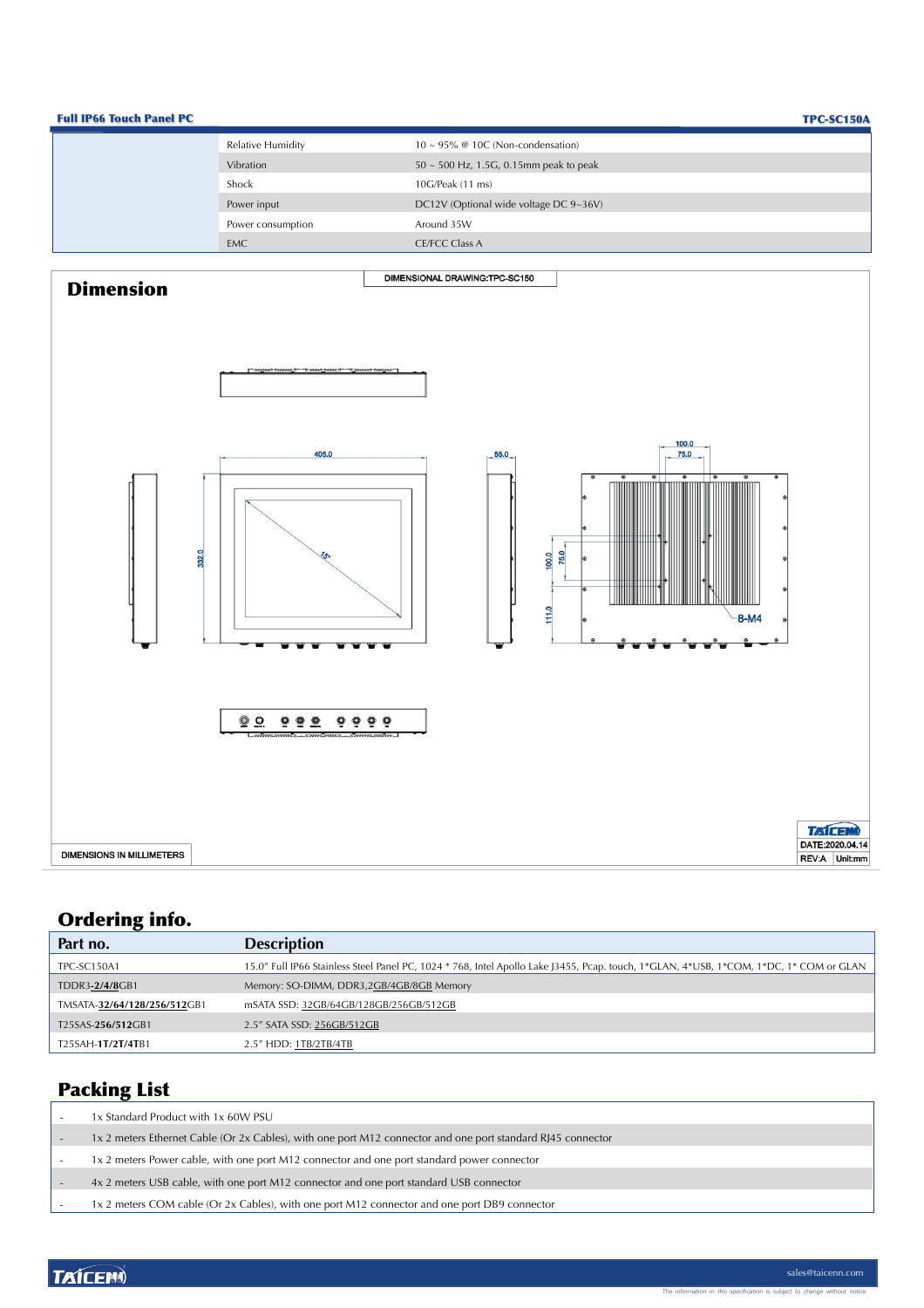| | |
|---|---|
| Relative Humidity | 10 ~ 95% @ 10C (Non-condensation) |
| Vibration | 50 ~ 500 Hz, 1.5G, 0.15mm peak to peak |
| Shock | 10G/Peak (11 ms) |
| Power input | DC12V (Optional wide voltage DC 9~36V) |
| Power consumption | Around 35W |
| EMC | CE/FCC Class A |

## Dimension

DIMENSIONAL DRAWING:TPC-SC150

405.0

332.0

15"

55.0

100.0

75.0

100.0

75.0

111.0

8-M4

DIMENSIONS IN MILLIMETERS

TAICENN

DATE:2020.04.14

REV:A Unit:mm

## Ordering info.

| Part no. | Description |
|---|---|
| TPC-SC150A1 | 15.0" Full IP66 Stainless Steel Panel PC, 1024 * 768, Intel Apollo Lake J3455, Pcap. touch, 1*GLAN, 4*USB, 1*COM, 1*DC, 1* COM or GLAN |
| TDDR3-**2/4/8**GB1 | Memory: SO-DIMM, DDR3,2GB/4GB/8GB Memory |
| TMSATA-**32/64/128/256/512**GB1 | mSATA SSD: 32GB/64GB/128GB/256GB/512GB |
| T25SAS-**256/512**GB1 | 2.5" SATA SSD: 256GB/512GB |
| T25SAH-**1T/2T/4T**B1 | 2.5" HDD: 1TB/2TB/4TB |

## Packing List

- 1x Standard Product with 1x 60W PSU
- 1x 2 meters Ethernet Cable (Or 2x Cables), with one port M12 connector and one port standard RJ45 connector
- 1x 2 meters Power cable, with one port M12 connector and one port standard power connector
- 4x 2 meters USB cable, with one port M12 connector and one port standard USB connector
- 1x 2 meters COM cable (Or 2x Cables), with one port M12 connector and one port DB9 connector